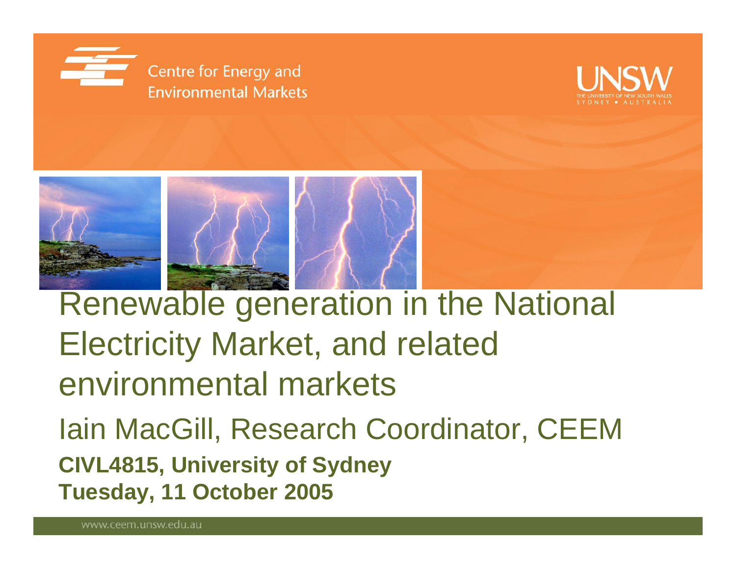Centre for Energy and Environmental Markets

UNSW
THE UNIVERSITY OF NEW SOUTH WALES
SYDNEY • AUSTRALIA

# Renewable generation in the National Electricity Market, and related environmental markets

## Iain MacGill, Research Coordinator, CEEM

**CIVL4815, University of Sydney**
**Tuesday, 11 October 2005**

www.ceem.unsw.edu.au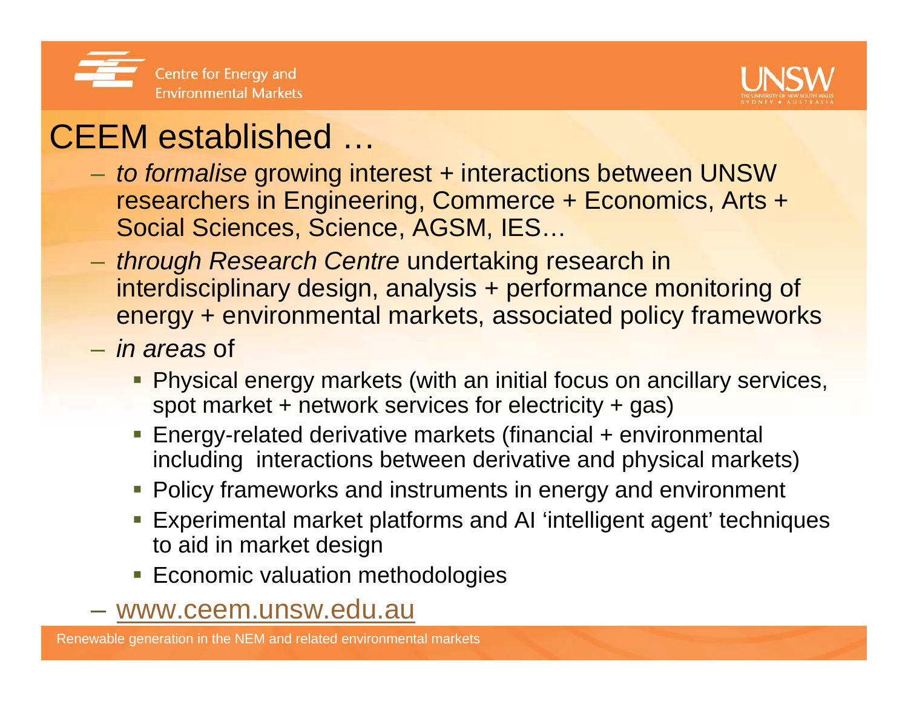# CEEM established …

- *to formalise* growing interest + interactions between UNSW researchers in Engineering, Commerce + Economics, Arts + Social Sciences, Science, AGSM, IES…
- *through Research Centre* undertaking research in interdisciplinary design, analysis + performance monitoring of energy + environmental markets, associated policy frameworks
- *in areas* of
  - Physical energy markets (with an initial focus on ancillary services, spot market + network services for electricity + gas)
  - Energy-related derivative markets (financial + environmental including interactions between derivative and physical markets)
  - Policy frameworks and instruments in energy and environment
  - Experimental market platforms and AI ‘intelligent agent’ techniques to aid in market design
  - Economic valuation methodologies
- www.ceem.unsw.edu.au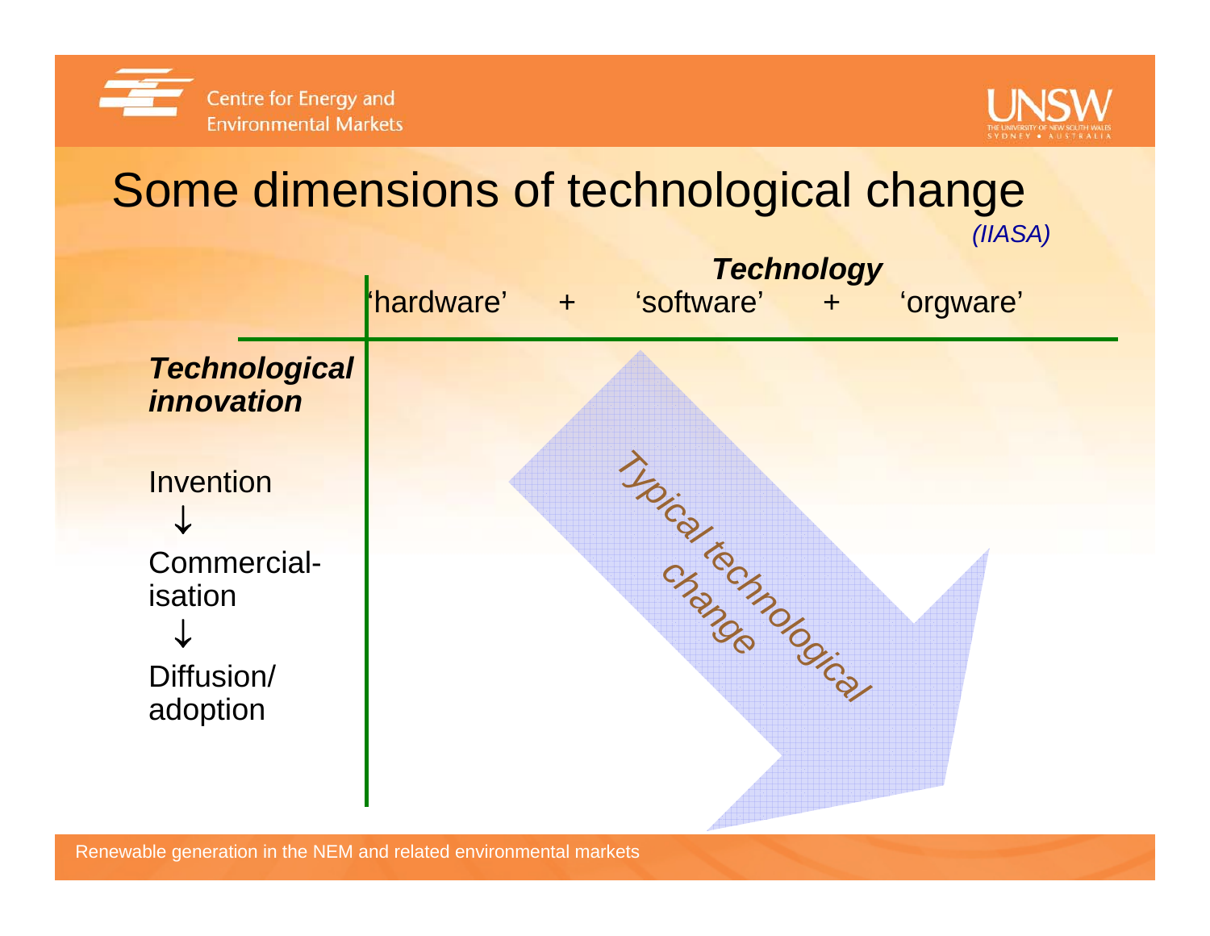# Some dimensions of technological change

*(IIASA)*

***Technology***

'hardware' + 'software' + 'orgware'

***Technological innovation***

Invention
↓
Commercial-isation
↓
Diffusion/ adoption

Typical technological change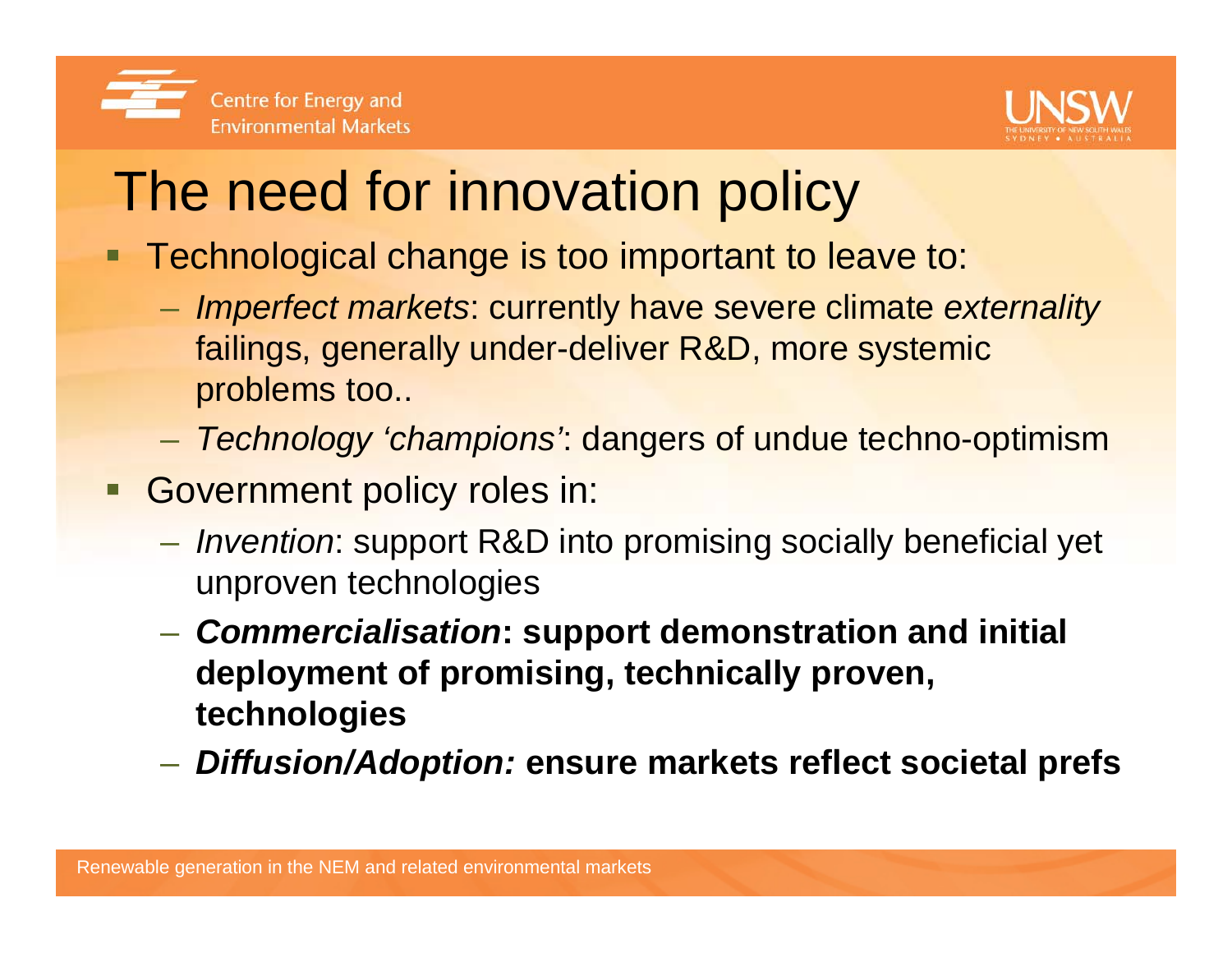# The need for innovation policy

- Technological change is too important to leave to:
  - *Imperfect markets*: currently have severe climate *externality* failings, generally under-deliver R&D, more systemic problems too..
  - *Technology 'champions'*: dangers of undue techno-optimism
- Government policy roles in:
  - *Invention*: support R&D into promising socially beneficial yet unproven technologies
  - ***Commercialisation*: support demonstration and initial deployment of promising, technically proven, technologies**
  - ***Diffusion/Adoption:* ensure markets reflect societal prefs**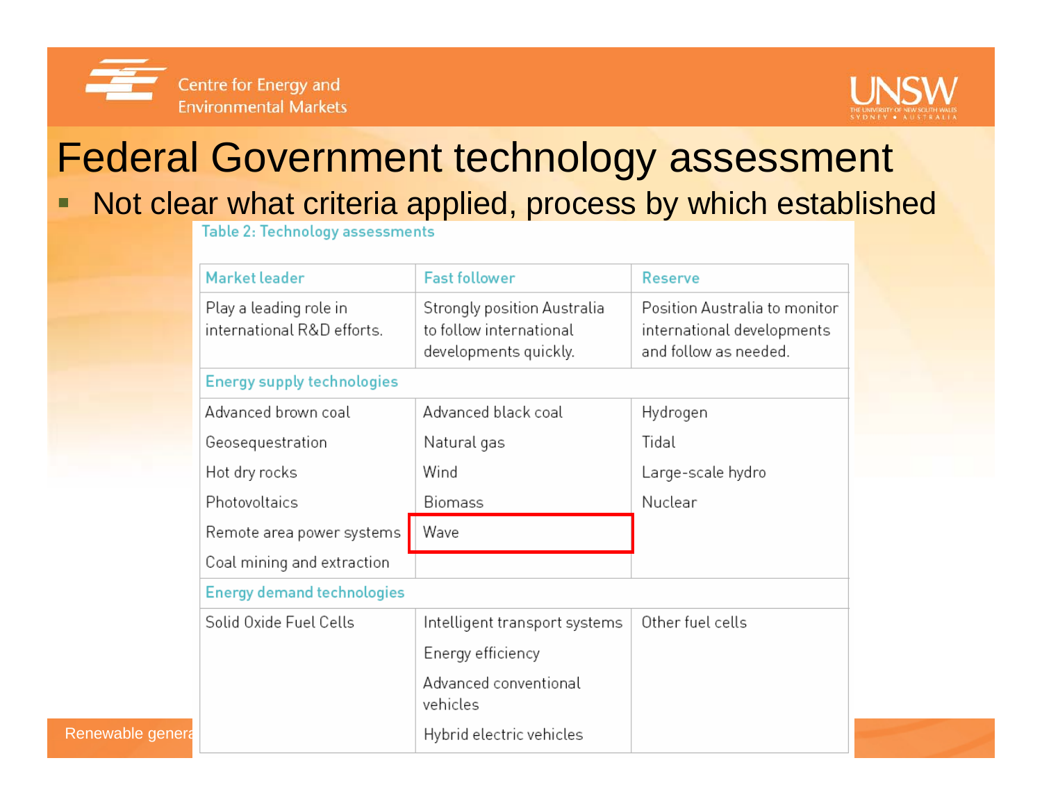# Federal Government technology assessment

- Not clear what criteria applied, process by which established

Table 2: Technology assessments

| Market leader | Fast follower | Reserve |
|---|---|---|
| Play a leading role in international R&D efforts. | Strongly position Australia to follow international developments quickly. | Position Australia to monitor international developments and follow as needed. |
| **Energy supply technologies** | | |
| Advanced brown coal | Advanced black coal | Hydrogen |
| Geosequestration | Natural gas | Tidal |
| Hot dry rocks | Wind | Large-scale hydro |
| Photovoltaics | Biomass | Nuclear |
| Remote area power systems | Wave | |
| Coal mining and extraction | | |
| **Energy demand technologies** | | |
| Solid Oxide Fuel Cells | Intelligent transport systems | Other fuel cells |
| | Energy efficiency | |
| | Advanced conventional vehicles | |
| | Hybrid electric vehicles | |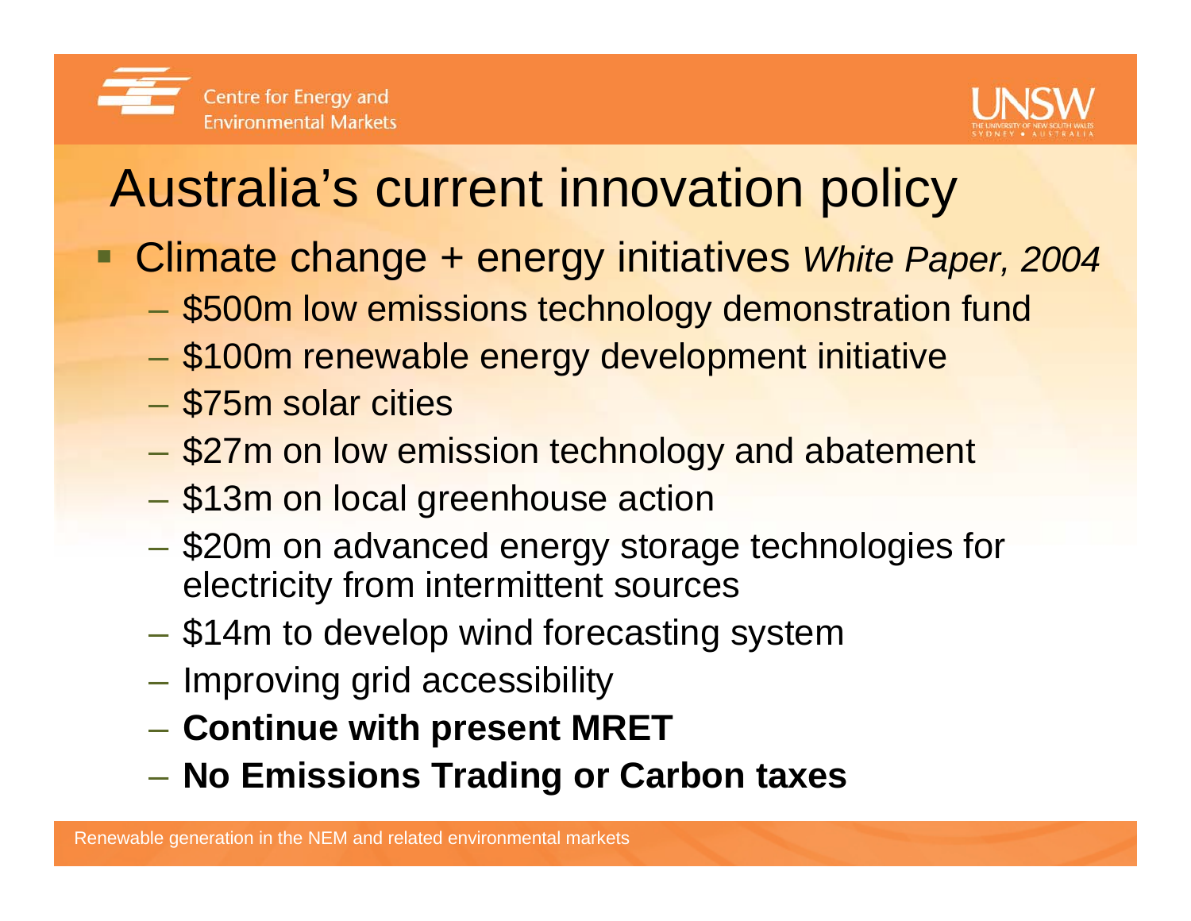# Australia's current innovation policy

- Climate change + energy initiatives *White Paper, 2004*
  - $500m low emissions technology demonstration fund
  - $100m renewable energy development initiative
  - $75m solar cities
  - $27m on low emission technology and abatement
  - $13m on local greenhouse action
  - $20m on advanced energy storage technologies for electricity from intermittent sources
  - $14m to develop wind forecasting system
  - Improving grid accessibility
  - **Continue with present MRET**
  - **No Emissions Trading or Carbon taxes**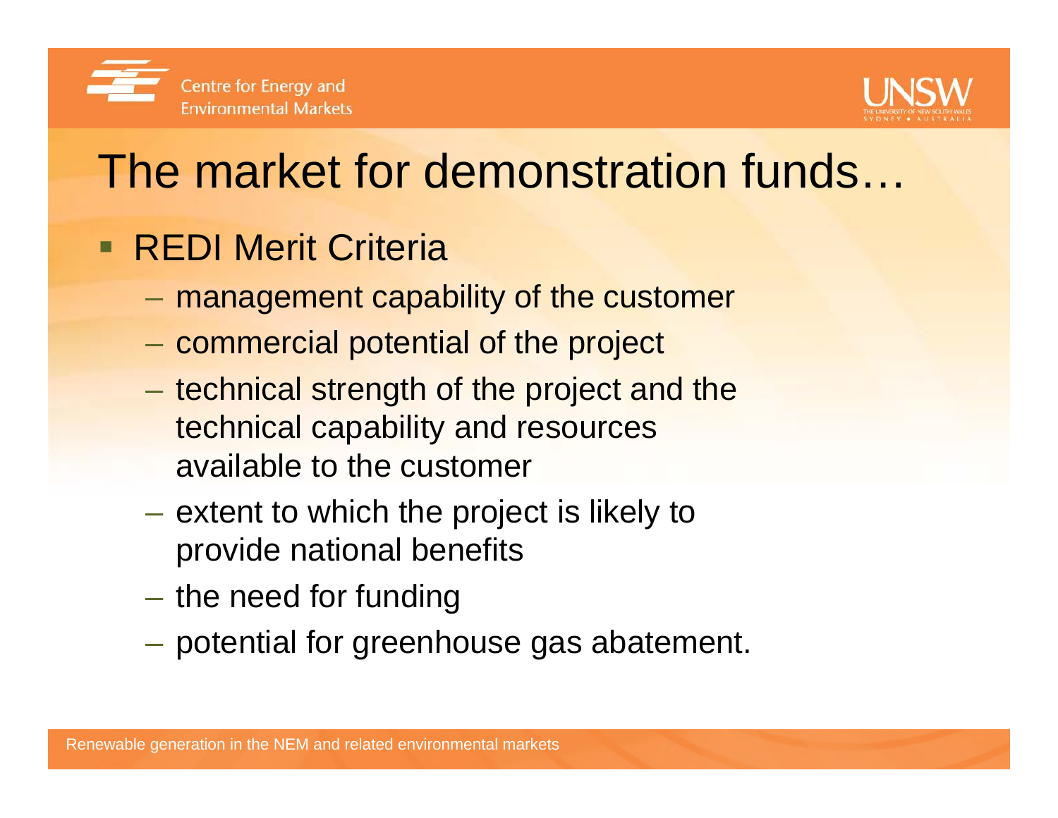# The market for demonstration funds…

- REDI Merit Criteria
  - management capability of the customer
  - commercial potential of the project
  - technical strength of the project and the technical capability and resources available to the customer
  - extent to which the project is likely to provide national benefits
  - the need for funding
  - potential for greenhouse gas abatement.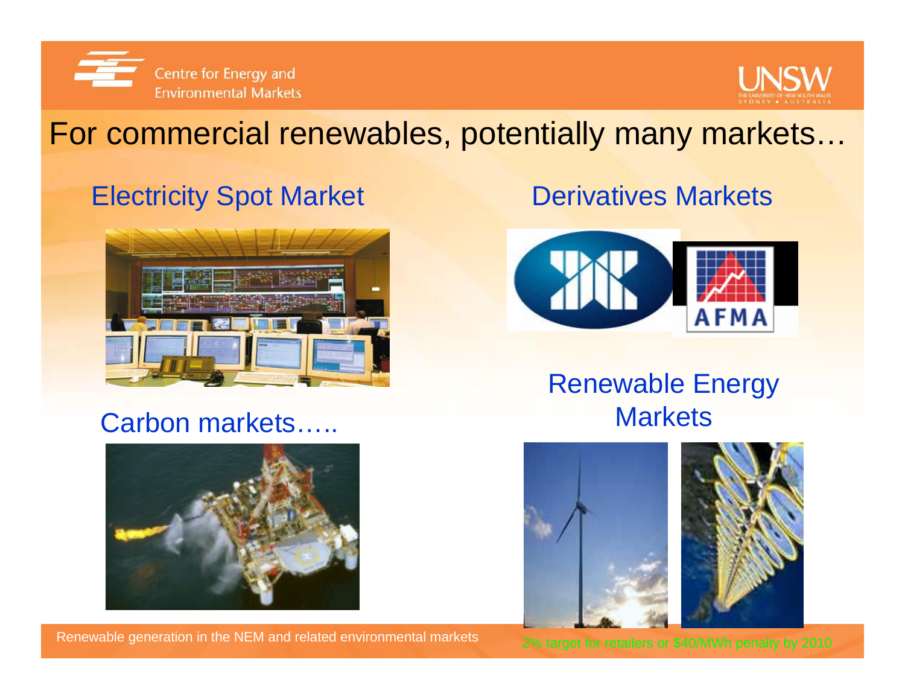# For commercial renewables, potentially many markets…

## Electricity Spot Market

## Derivatives Markets

## Carbon markets…..

## Renewable Energy Markets

2% target for retailers or $40/MWh penalty by 2010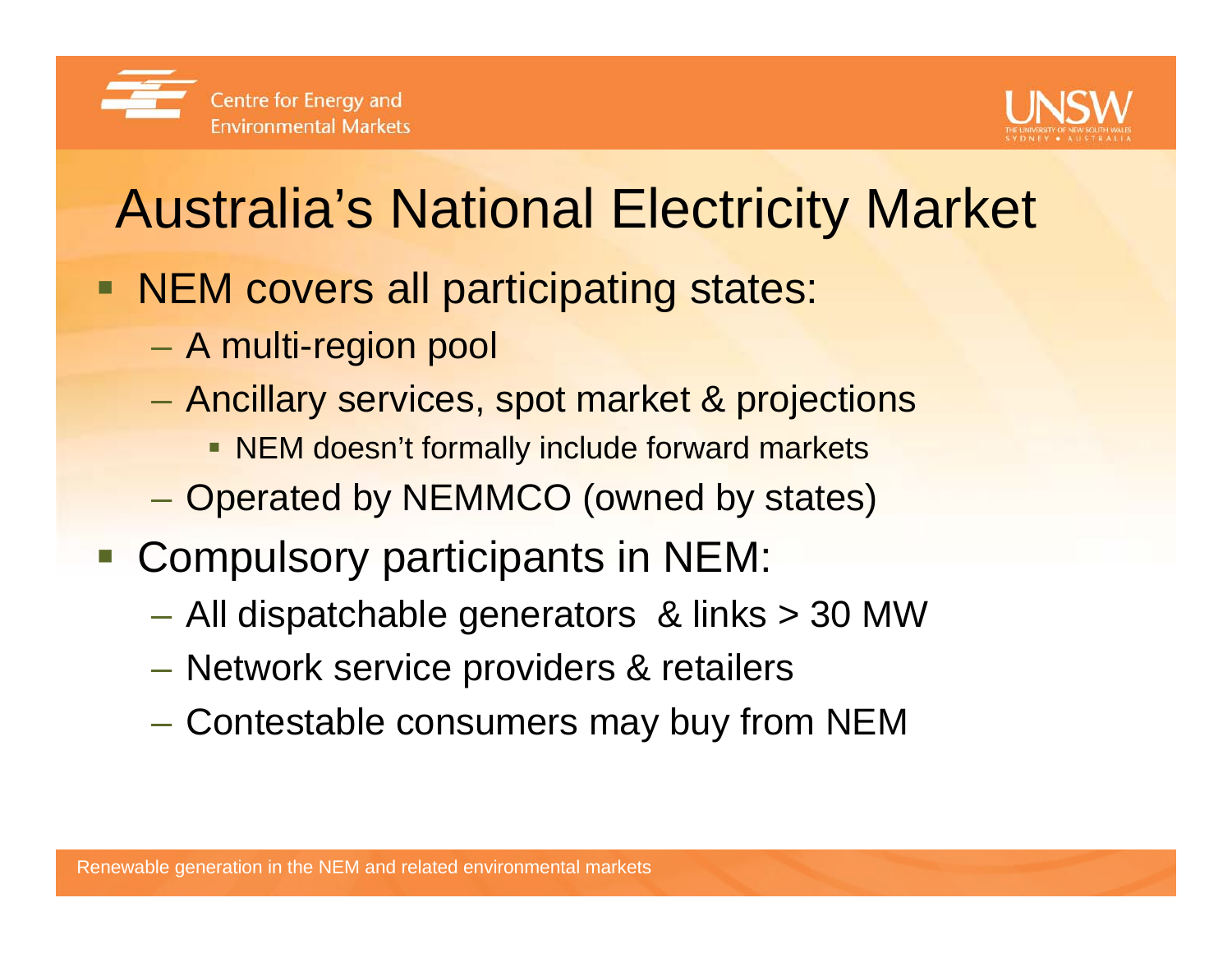# Australia's National Electricity Market

- NEM covers all participating states:
  - A multi-region pool
  - Ancillary services, spot market & projections
    - NEM doesn't formally include forward markets
  - Operated by NEMMCO (owned by states)
- Compulsory participants in NEM:
  - All dispatchable generators & links > 30 MW
  - Network service providers & retailers
  - Contestable consumers may buy from NEM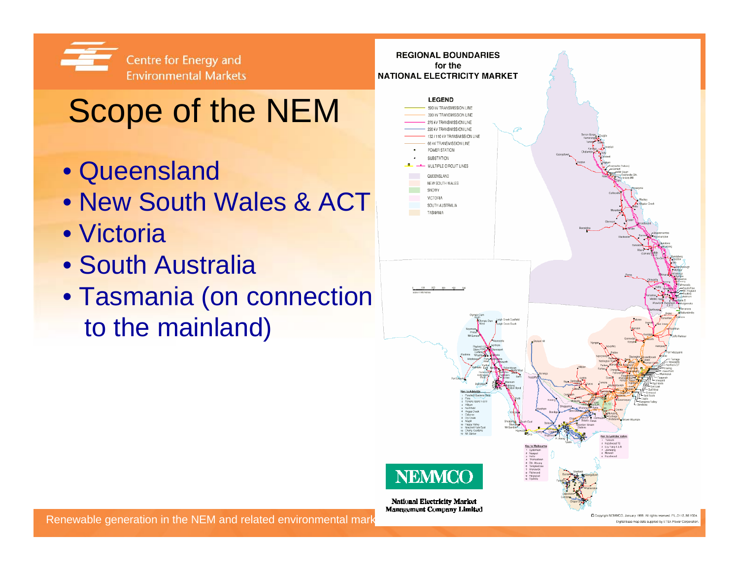# Scope of the NEM

- Queensland
- New South Wales & ACT
- Victoria
- South Australia
- Tasmania (on connection to the mainland)

**REGIONAL BOUNDARIES for the NATIONAL ELECTRICITY MARKET**

**LEGEND**

- 500 kV TRANSMISSION LINE
- 330 kV TRANSMISSION LINE
- 275 kV TRANSMISSION LINE
- 220 kV TRANSMISSION LINE
- 132 / 110 kV TRANSMISSION LINE
- 66 kV TRANSMISSION LINE
- POWER STATION
- SUBSTATION
- MULTIPLE CIRCUIT LINES
- QUEENSLAND
- NEW SOUTH WALES
- SNOWY
- VICTORIA
- SOUTH AUSTRALIA
- TASMANIA

NEMMCO

National Electricity Market Management Company Limited

© Copyright NEMMCO, January 1999. All rights reserved. Digital base map data supplied by ETSA Power Corporation.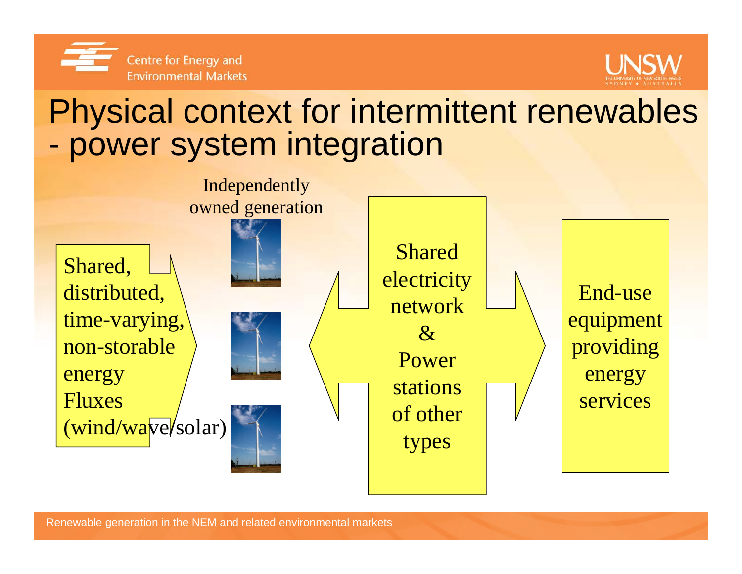# Physical context for intermittent renewables - power system integration

Independently owned generation

Shared, distributed, time-varying, non-storable energy Fluxes (wind/wave/solar)

Shared electricity network & Power stations of other types

End-use equipment providing energy services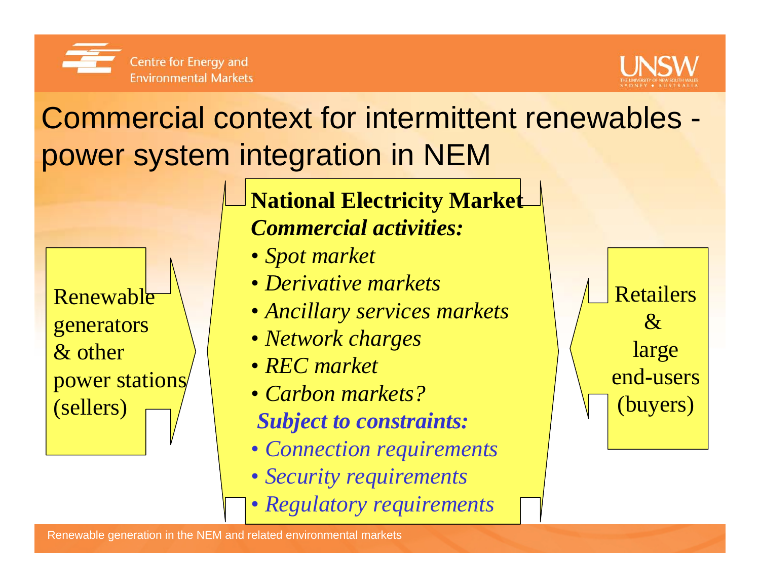# Commercial context for intermittent renewables - power system integration in NEM

Renewable generators & other power stations (sellers)

**National Electricity Market**

***Commercial activities:***

- *Spot market*
- *Derivative markets*
- *Ancillary services markets*
- *Network charges*
- *REC market*
- *Carbon markets?*

***Subject to constraints:***

- *Connection requirements*
- *Security requirements*
- *Regulatory requirements*

Retailers & large end-users (buyers)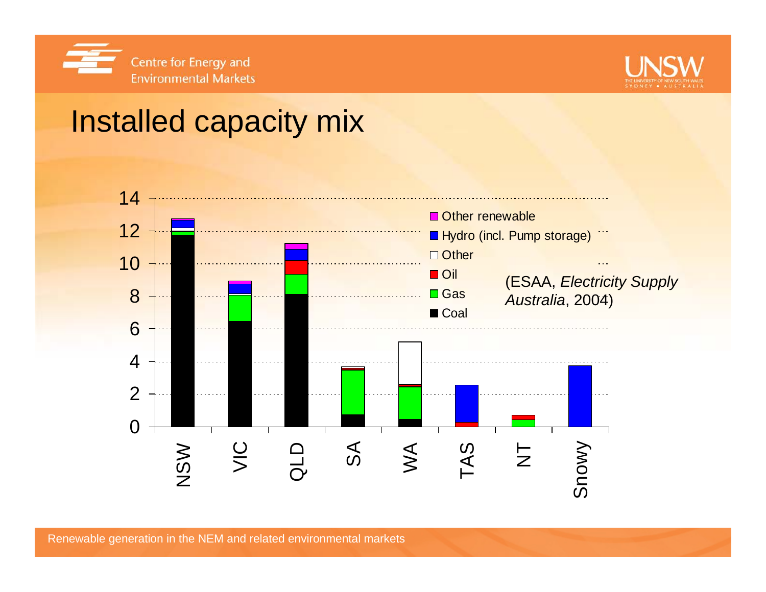# Installed capacity mix

| | Coal | Gas | Oil | Other | Hydro (incl. Pump storage) | Other renewable |
|---|---|---|---|---|---|---|
| NSW | ✓ | ✓ | | ✓ | ✓ | ✓ |
| VIC | ✓ | ✓ | | ✓ | ✓ | ✓ |
| QLD | ✓ | ✓ | ✓ | | ✓ | ✓ |
| SA | ✓ | ✓ | ✓ | ✓ | | |
| WA | ✓ | ✓ | ✓ | ✓ | | |
| TAS | | | ✓ | | ✓ | |
| NT | | ✓ | ✓ | | | |
| Snowy | | | | | ✓ | |

Approximate total installed capacity shown in the chart (y-axis scale 0–14): NSW ≈ 12.8, VIC ≈ 9, QLD ≈ 11.3, SA ≈ 3.7, WA ≈ 5.2, TAS ≈ 2.6, NT ≈ 0.7, Snowy ≈ 3.8.

(ESAA, *Electricity Supply Australia*, 2004)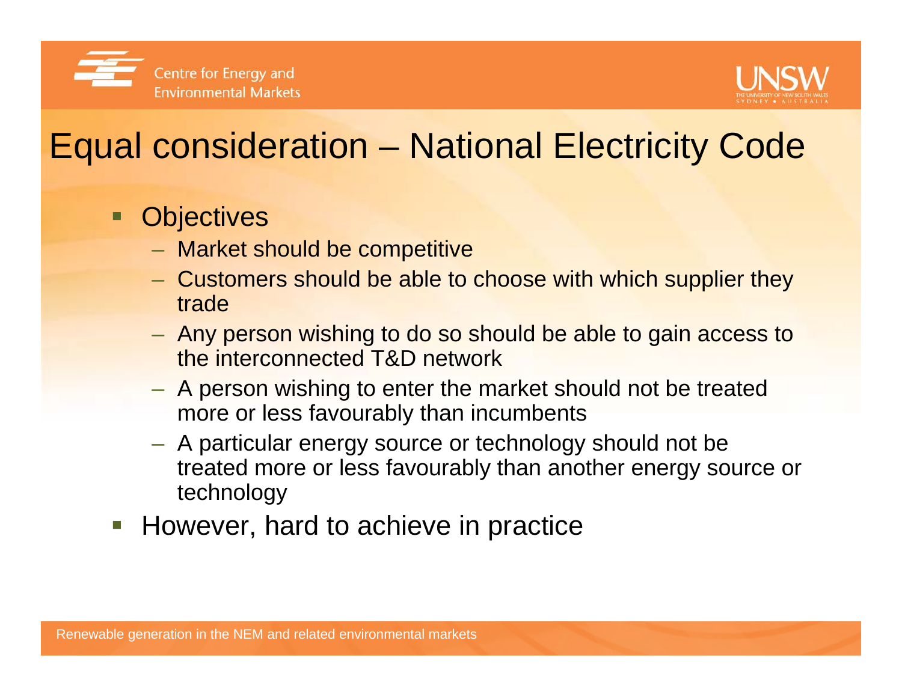# Equal consideration – National Electricity Code

- Objectives
  - Market should be competitive
  - Customers should be able to choose with which supplier they trade
  - Any person wishing to do so should be able to gain access to the interconnected T&D network
  - A person wishing to enter the market should not be treated more or less favourably than incumbents
  - A particular energy source or technology should not be treated more or less favourably than another energy source or technology
- However, hard to achieve in practice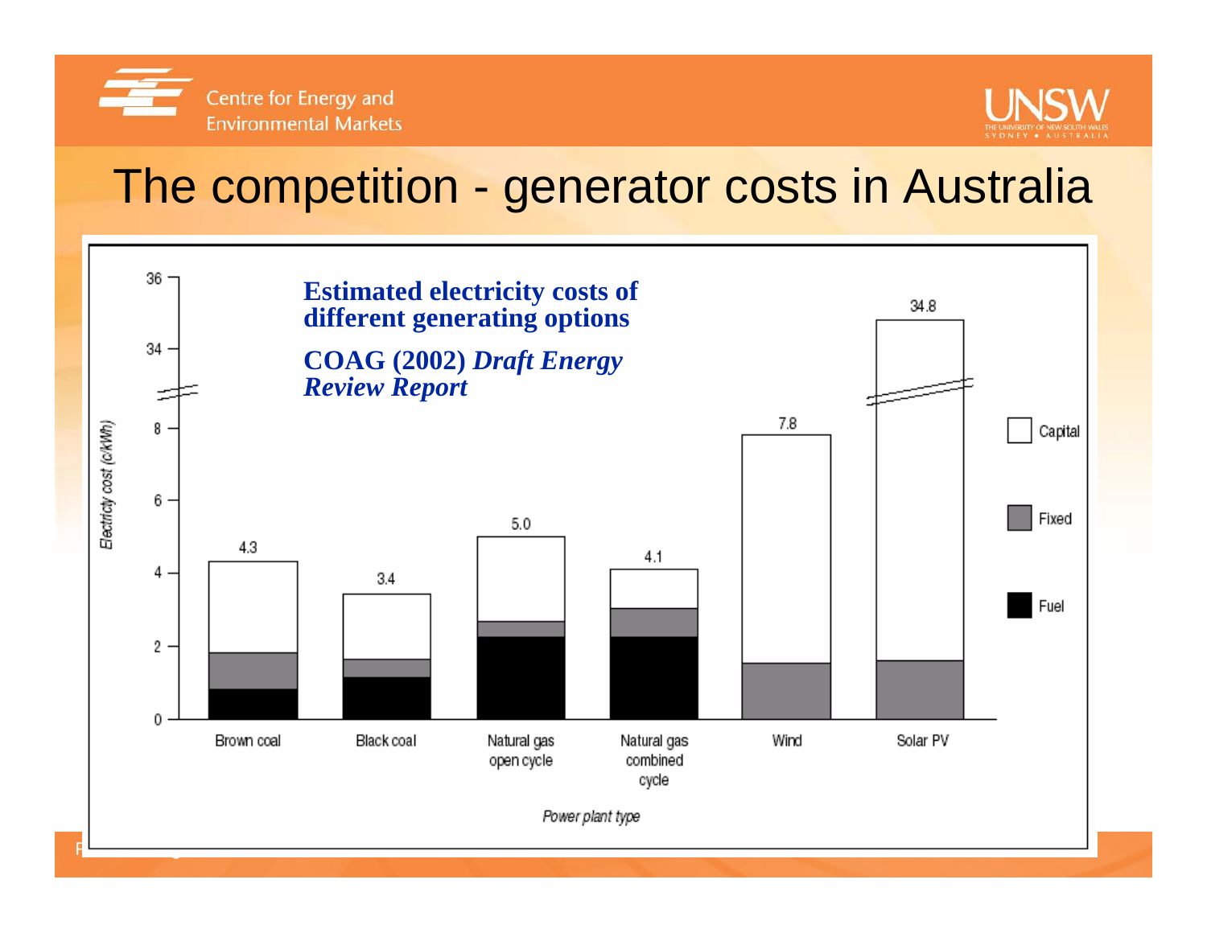# The competition - generator costs in Australia

**Estimated electricity costs of different generating options**

**COAG (2002) *Draft Energy Review Report***

| Power plant type | Electricity cost (c/kWh) |
|---|---|
| Brown coal | 4.3 |
| Black coal | 3.4 |
| Natural gas open cycle | 5.0 |
| Natural gas combined cycle | 4.1 |
| Wind | 7.8 |
| Solar PV | 34.8 |

Legend: Capital, Fixed, Fuel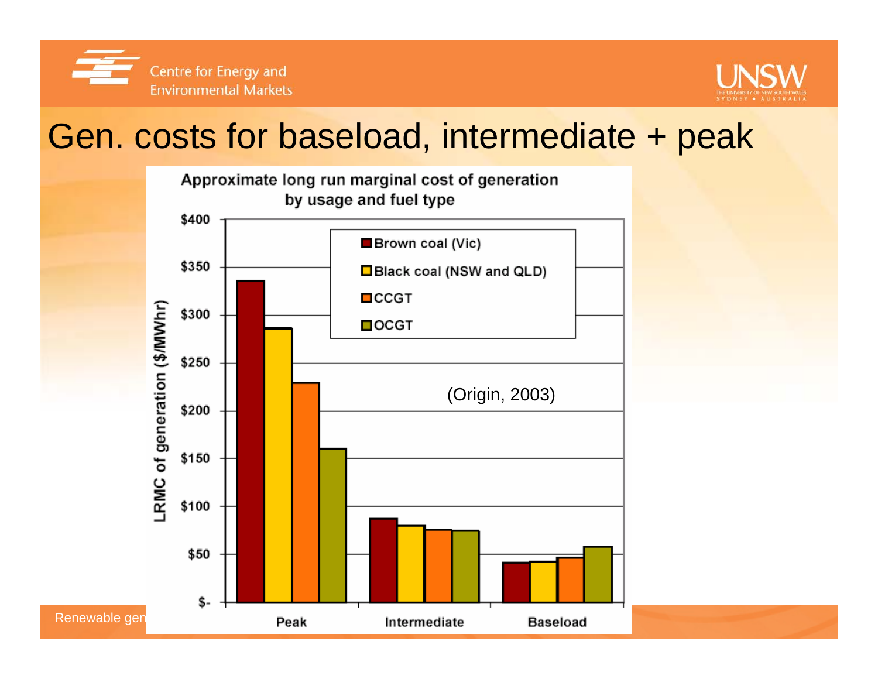# Gen. costs for baseload, intermediate + peak

**Approximate long run marginal cost of generation by usage and fuel type**

| LRMC of generation ($/MWhr) | Brown coal (Vic) | Black coal (NSW and QLD) | CCGT | OCGT |
|---|---|---|---|---|
| Peak | ~$335 | ~$285 | ~$230 | ~$160 |
| Intermediate | ~$87 | ~$80 | ~$76 | ~$75 |
| Baseload | ~$42 | ~$43 | ~$47 | ~$58 |

(Origin, 2003)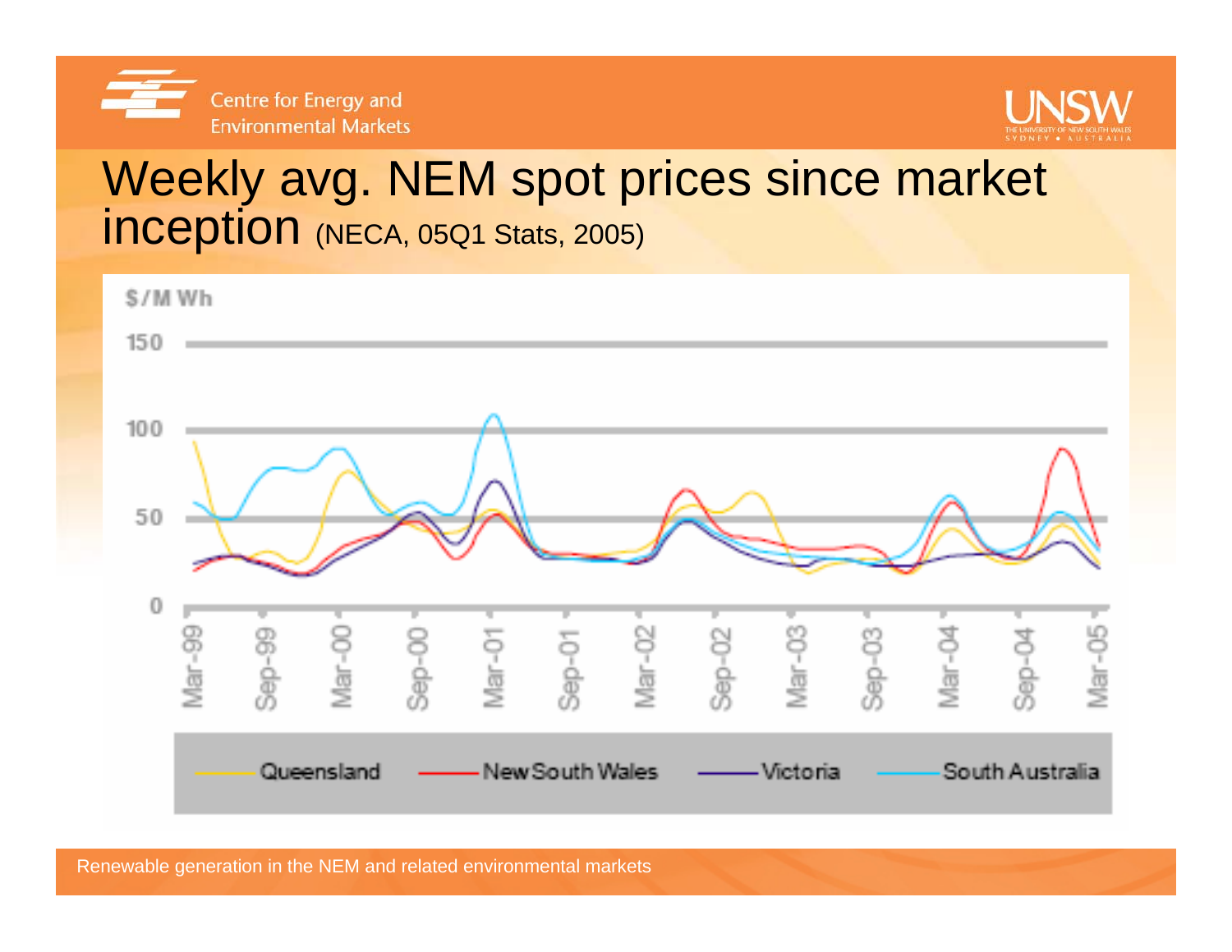# Weekly avg. NEM spot prices since market inception (NECA, 05Q1 Stats, 2005)

$/MWh

150

100

50

0

Mar-99 Sep-99 Mar-00 Sep-00 Mar-01 Sep-01 Mar-02 Sep-02 Mar-03 Sep-03 Mar-04 Sep-04 Mar-05

Queensland — New South Wales — Victoria — South Australia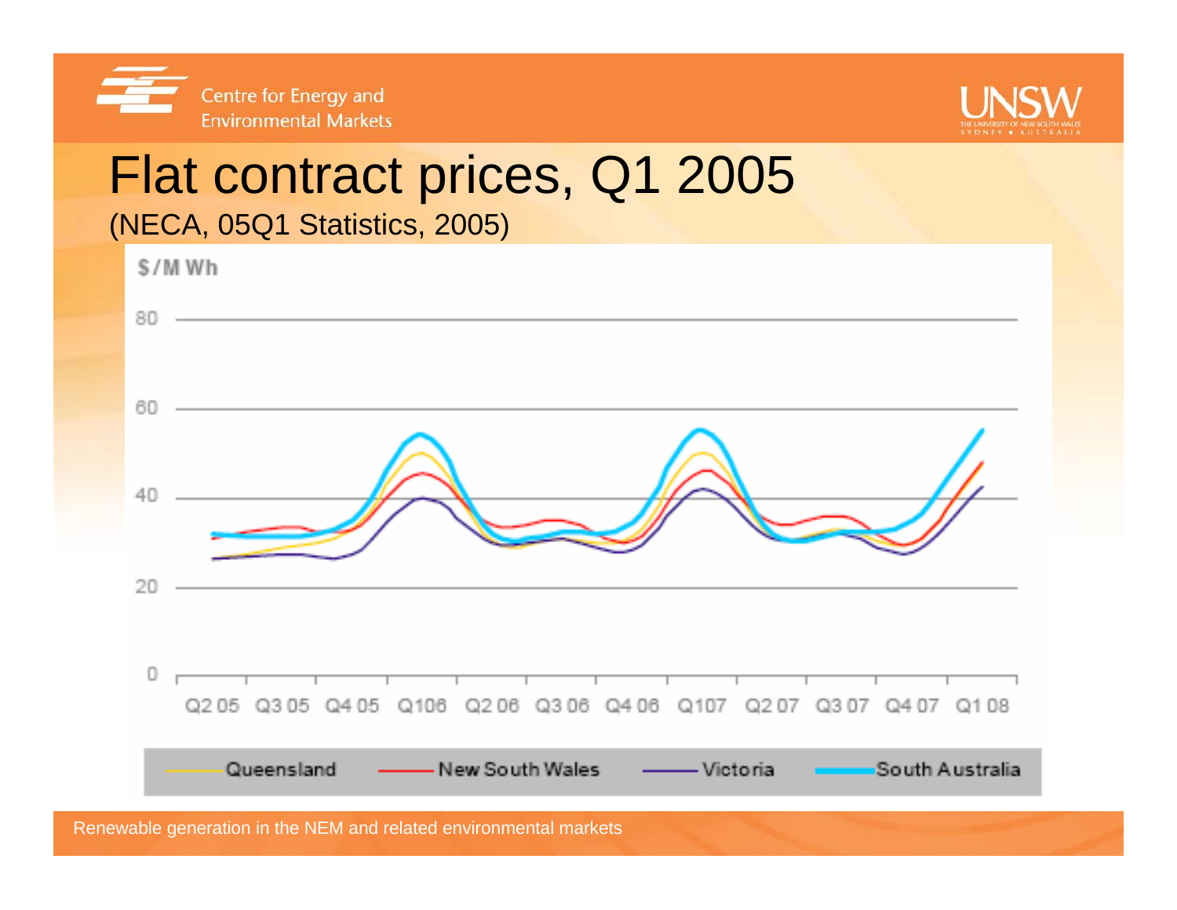# Flat contract prices, Q1 2005

(NECA, 05Q1 Statistics, 2005)

$/MWh

80

60

40

20

0

Q2 05 Q3 05 Q4 05 Q106 Q2 06 Q3 06 Q4 06 Q107 Q2 07 Q3 07 Q4 07 Q1 08

Queensland New South Wales Victoria South Australia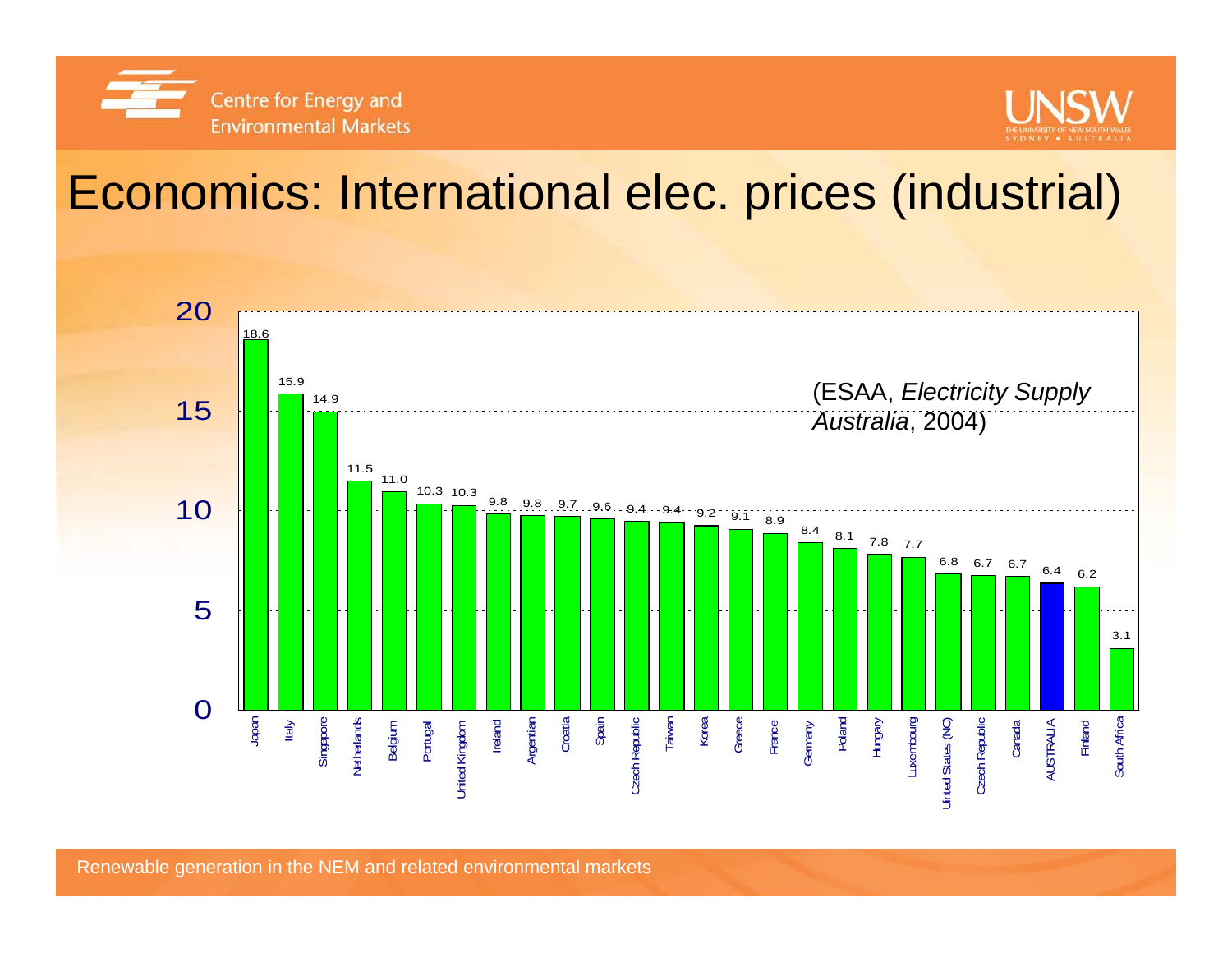# Economics: International elec. prices (industrial)

(ESAA, *Electricity Supply Australia*, 2004)

| Country | Price |
|---|---|
| Japan | 18.6 |
| Italy | 15.9 |
| Singapore | 14.9 |
| Netherlands | 11.5 |
| Belgium | 11.0 |
| Portugal | 10.3 |
| United Kingdom | 10.3 |
| Ireland | 9.8 |
| Argentian | 9.8 |
| Croatia | 9.7 |
| Spain | 9.6 |
| Czech Republic | 9.4 |
| Taiwan | 9.4 |
| Korea | 9.2 |
| Greece | 9.1 |
| France | 8.9 |
| Germany | 8.4 |
| Poland | 8.1 |
| Hungary | 7.8 |
| Luxembourg | 7.7 |
| United States (NC) | 6.8 |
| Czech Republic | 6.7 |
| Canada | 6.7 |
| AUSTRALIA | 6.4 |
| Finland | 6.2 |
| South Africa | 3.1 |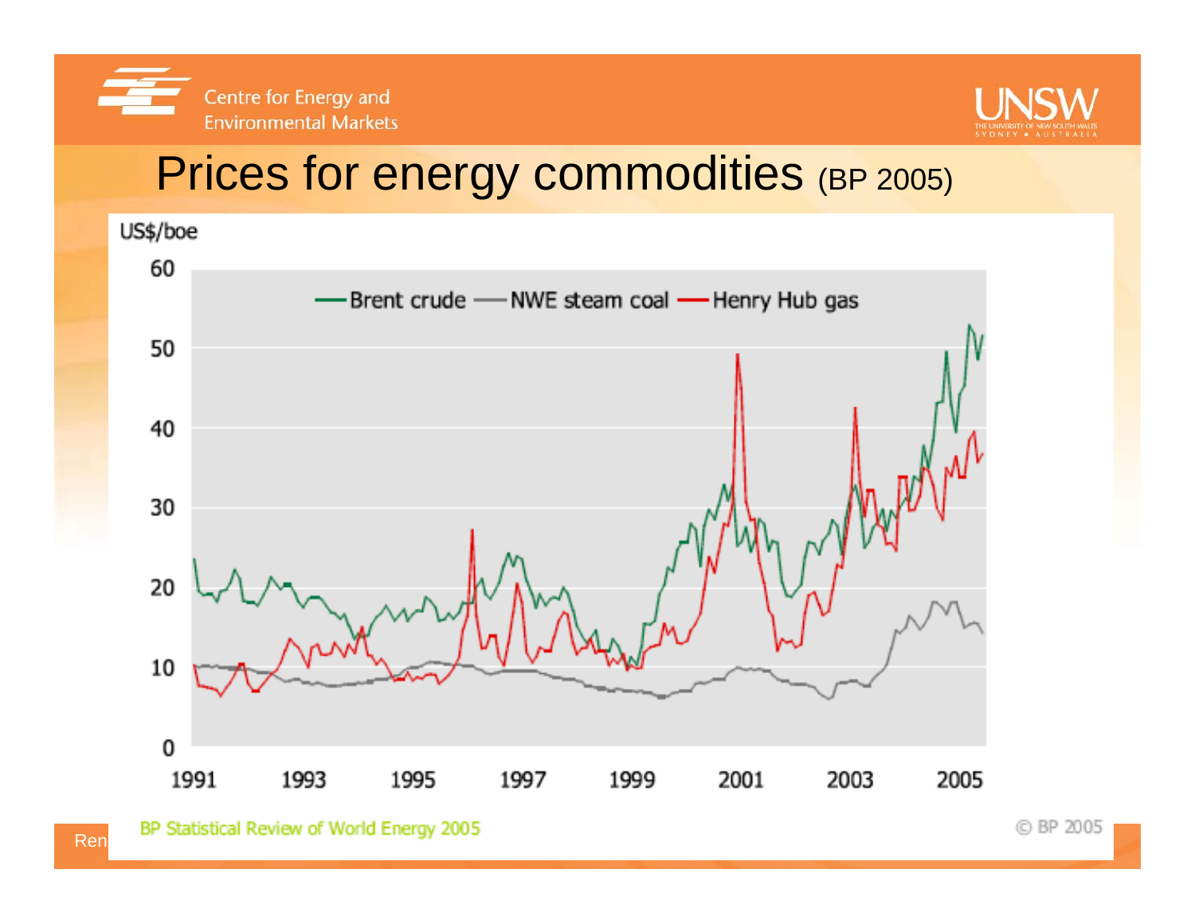# Prices for energy commodities (BP 2005)

US$/boe

Brent crude — NWE steam coal — Henry Hub gas

BP Statistical Review of World Energy 2005

© BP 2005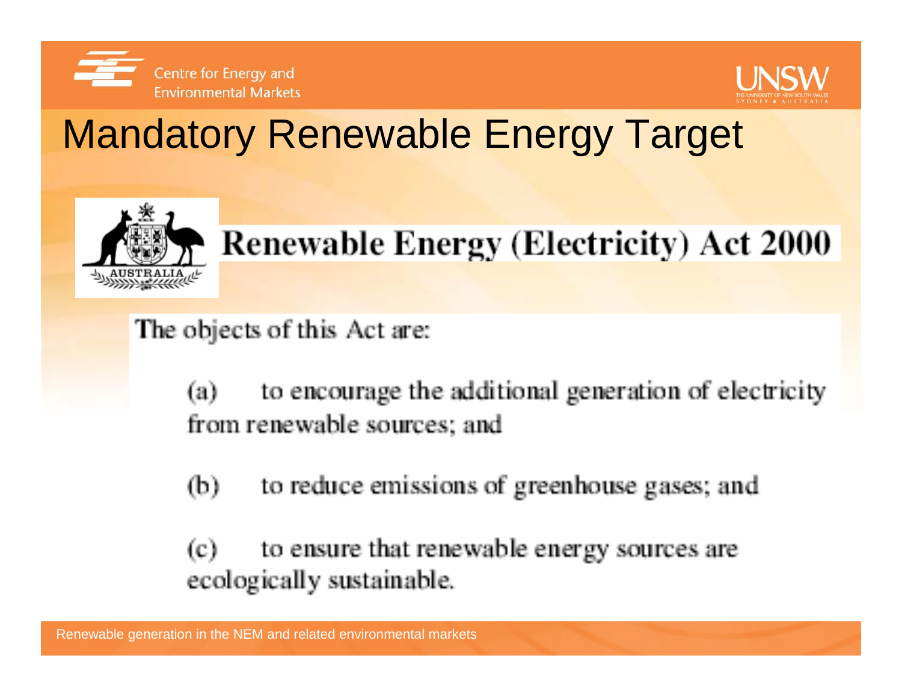# Mandatory Renewable Energy Target

## Renewable Energy (Electricity) Act 2000

The objects of this Act are:

(a) to encourage the additional generation of electricity from renewable sources; and

(b) to reduce emissions of greenhouse gases; and

(c) to ensure that renewable energy sources are ecologically sustainable.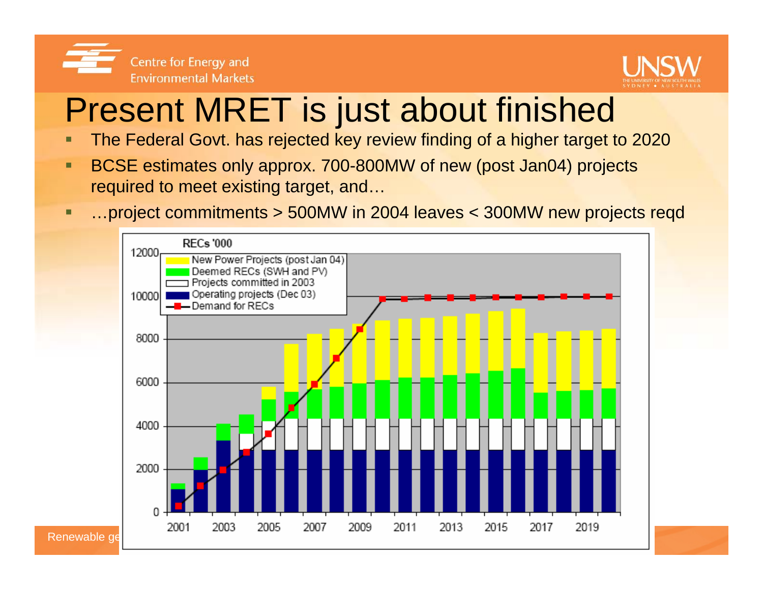# Present MRET is just about finished

- The Federal Govt. has rejected key review finding of a higher target to 2020
- BCSE estimates only approx. 700-800MW of new (post Jan04) projects required to meet existing target, and…
- …project commitments > 500MW in 2004 leaves < 300MW new projects reqd

RECs '000

- New Power Projects (post Jan 04)
- Deemed RECs (SWH and PV)
- Projects committed in 2003
- Operating projects (Dec 03)
- Demand for RECs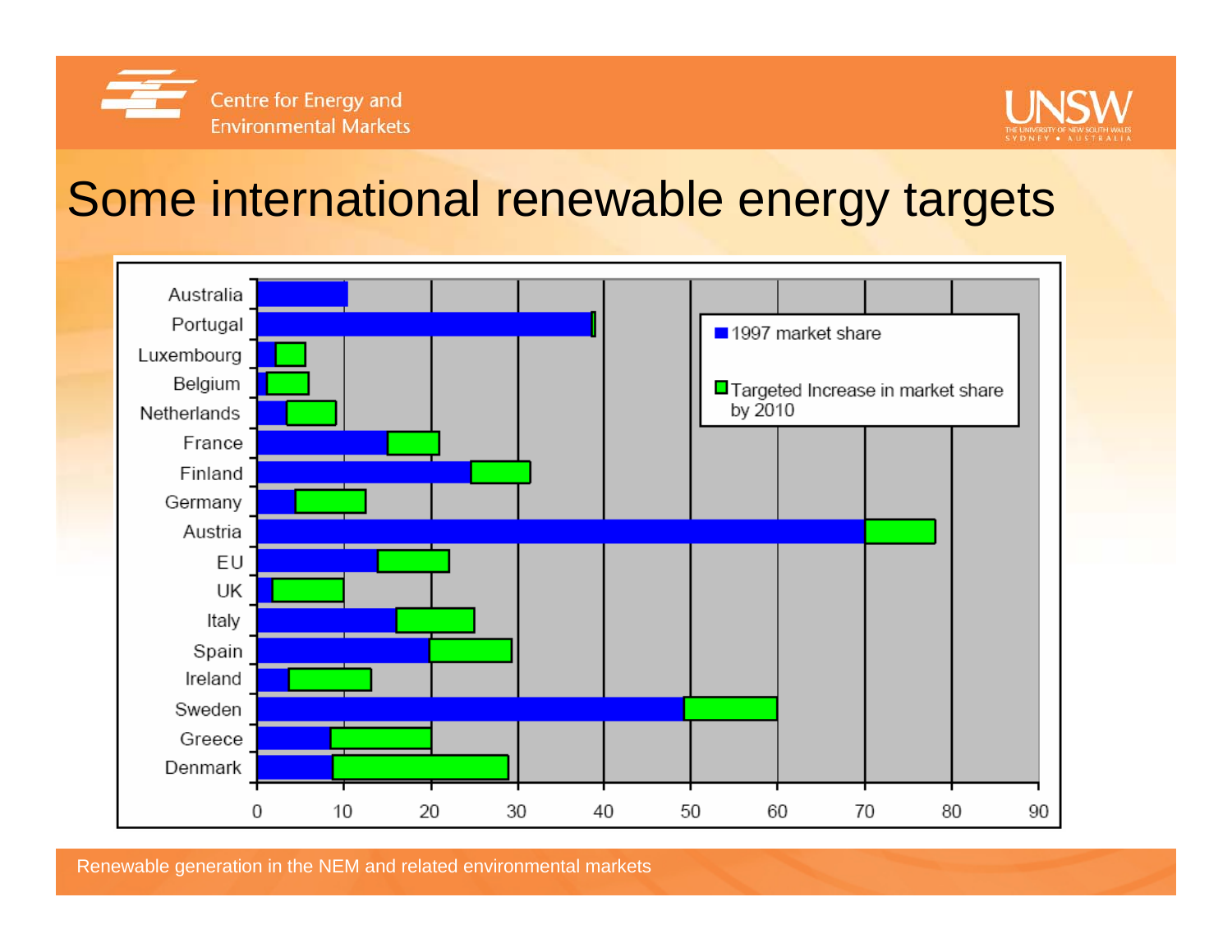# Some international renewable energy targets

| Country | 1997 market share | Targeted Increase in market share by 2010 |
|---|---|---|
| Australia | ~10.5 | |
| Portugal | ~38.5 | ~0.5 |
| Luxembourg | ~2 | ~3.5 |
| Belgium | ~1 | ~5 |
| Netherlands | ~3.5 | ~5.5 |
| France | ~15 | ~6 |
| Finland | ~24.5 | ~7 |
| Germany | ~4.5 | ~8 |
| Austria | ~70 | ~8 |
| EU | ~14 | ~8 |
| UK | ~2 | ~8 |
| Italy | ~16 | ~9 |
| Spain | ~20 | ~9.5 |
| Ireland | ~3.5 | ~9.5 |
| Sweden | ~49 | ~11 |
| Greece | ~8.5 | ~11.5 |
| Denmark | ~8.5 | ~20.5 |

Renewable generation in the NEM and related environmental markets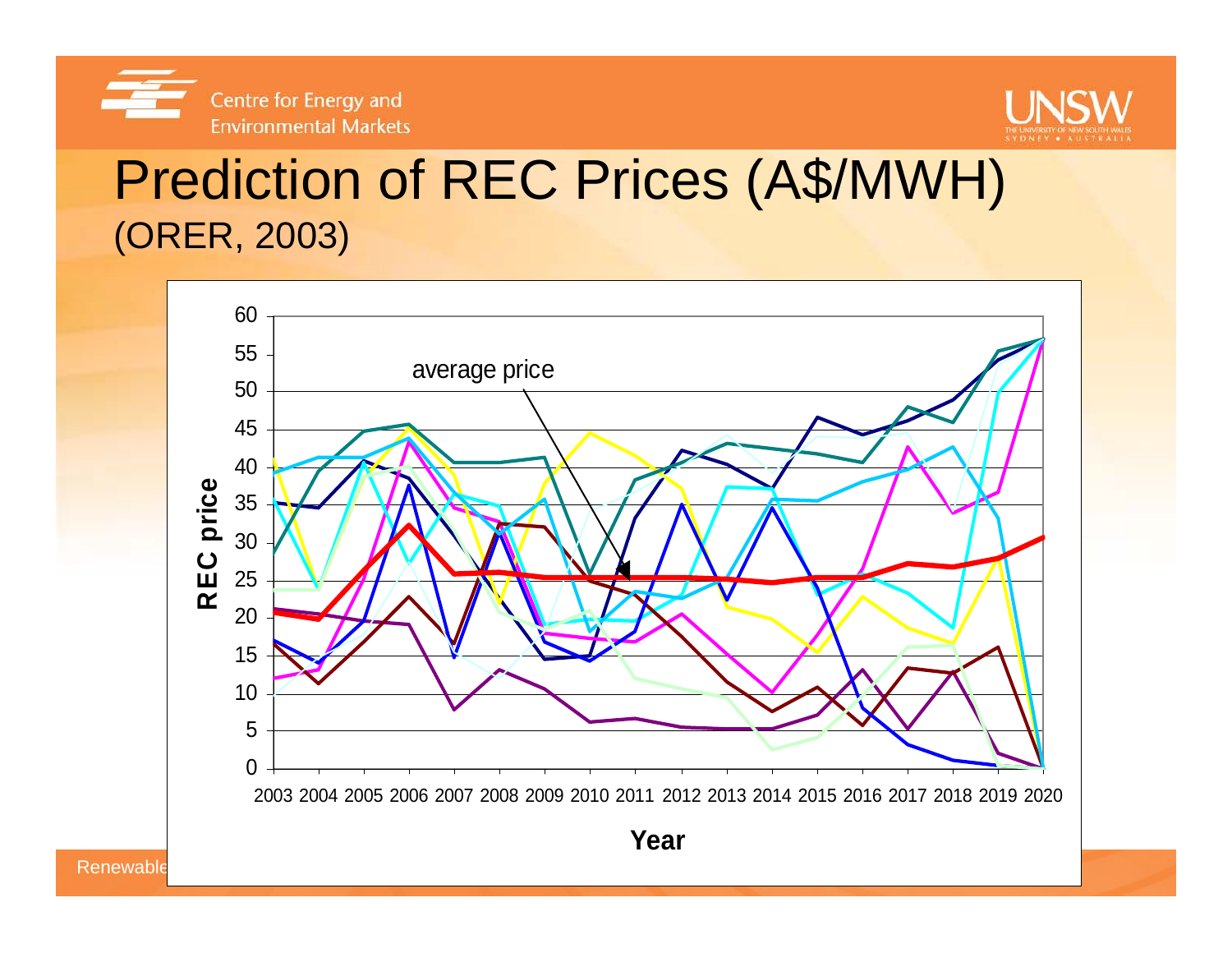# Prediction of REC Prices (A$/MWH)

(ORER, 2003)

average price

REC price

Year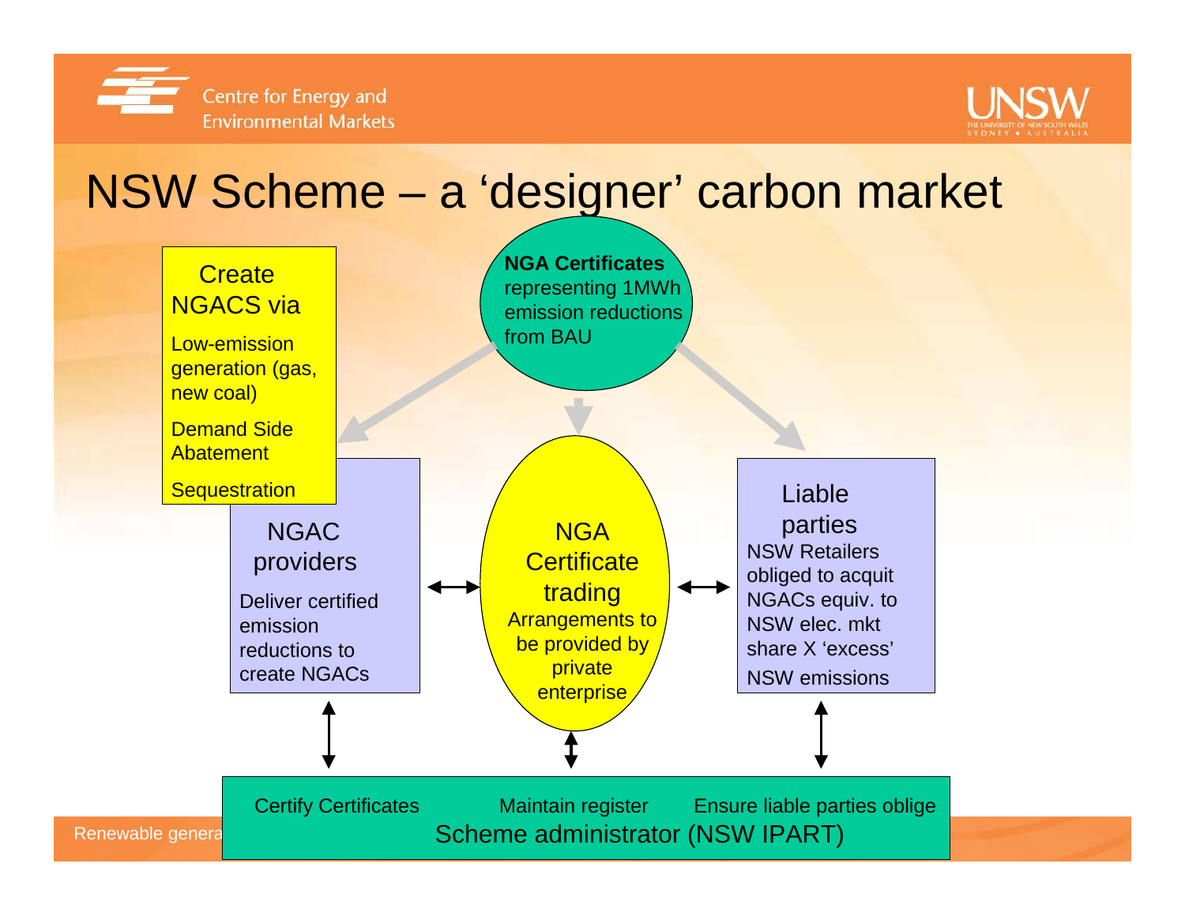# NSW Scheme – a 'designer' carbon market

**NGA Certificates** representing 1MWh emission reductions from BAU

**Create NGACS via**

- Low-emission generation (gas, new coal)
- Demand Side Abatement
- Sequestration

**NGAC providers**

Deliver certified emission reductions to create NGACs

**NGA Certificate trading**

Arrangements to be provided by private enterprise

**Liable parties**

NSW Retailers obliged to acquit NGACs equiv. to NSW elec. mkt share X 'excess' NSW emissions

**Scheme administrator (NSW IPART)**

- Certify Certificates
- Maintain register
- Ensure liable parties oblige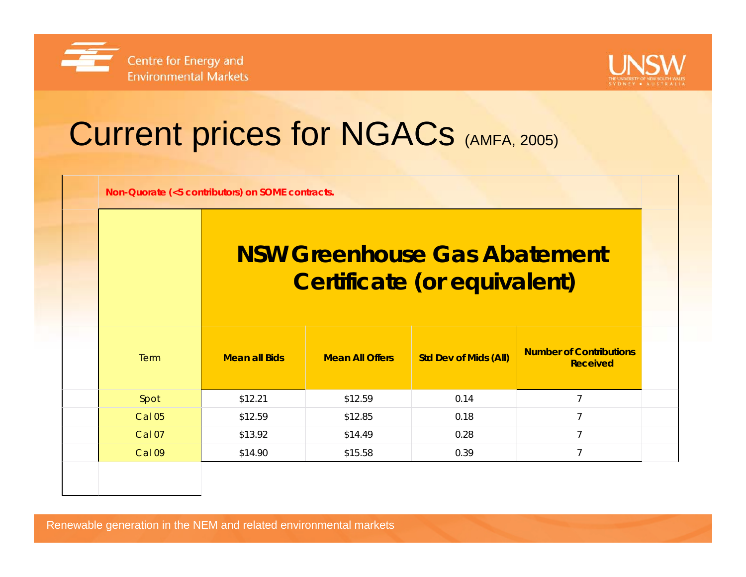# Current prices for NGACs (AMFA, 2005)

**Non-Quorate (<5 contributors) on SOME contracts.**

| | NSW Greenhouse Gas Abatement Certificate (or equivalent) | | | |
|---|---|---|---|---|
| Term | Mean all Bids | Mean All Offers | Std Dev of Mids (All) | Number of Contributions Received |
| Spot | $12.21 | $12.59 | 0.14 | 7 |
| Cal 05 | $12.59 | $12.85 | 0.18 | 7 |
| Cal 07 | $13.92 | $14.49 | 0.28 | 7 |
| Cal 09 | $14.90 | $15.58 | 0.39 | 7 |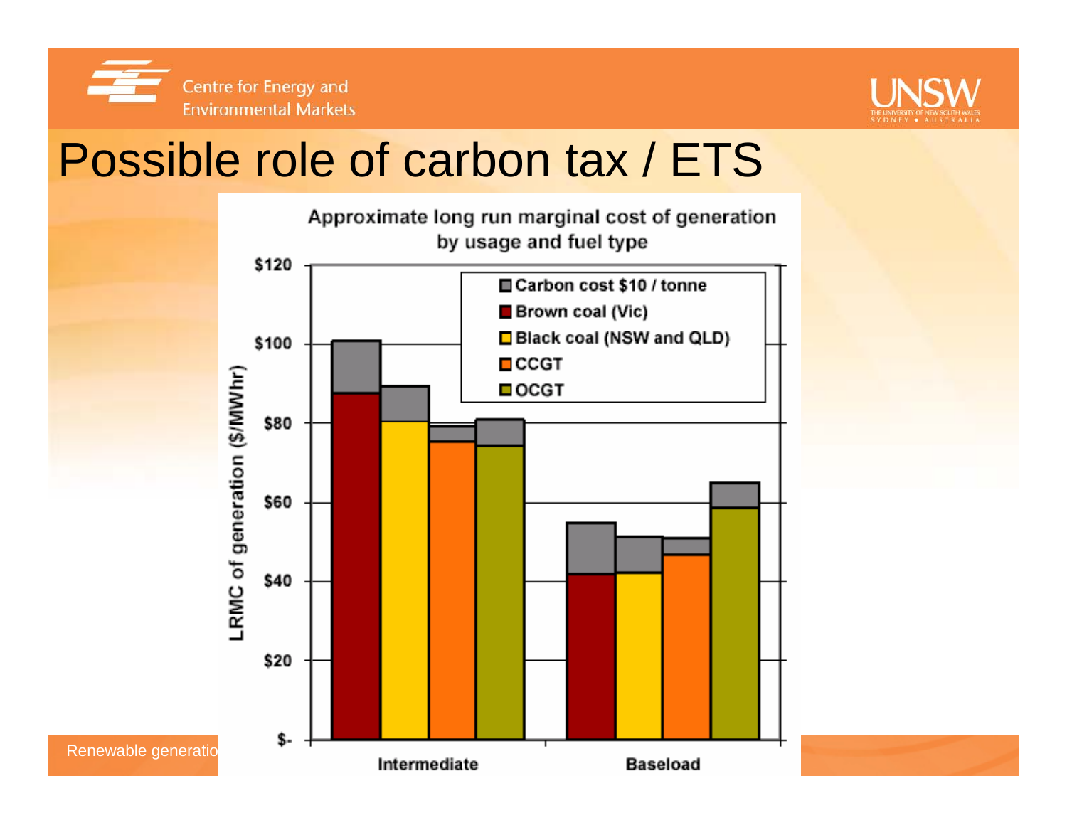# Possible role of carbon tax / ETS

Approximate long run marginal cost of generation by usage and fuel type

| LRMC of generation ($/MWhr) | Brown coal (Vic) | Black coal (NSW and QLD) | CCGT | OCGT |
|---|---|---|---|---|
| Intermediate | ~$88 + carbon ~$13 | ~$80 + carbon ~$9 | ~$75 + carbon ~$4 | ~$74 + carbon ~$7 |
| Baseload | ~$42 + carbon ~$13 | ~$42 + carbon ~$9 | ~$47 + carbon ~$4 | ~$59 + carbon ~$6 |

Legend: Carbon cost $10 / tonne; Brown coal (Vic); Black coal (NSW and QLD); CCGT; OCGT

Renewable generatio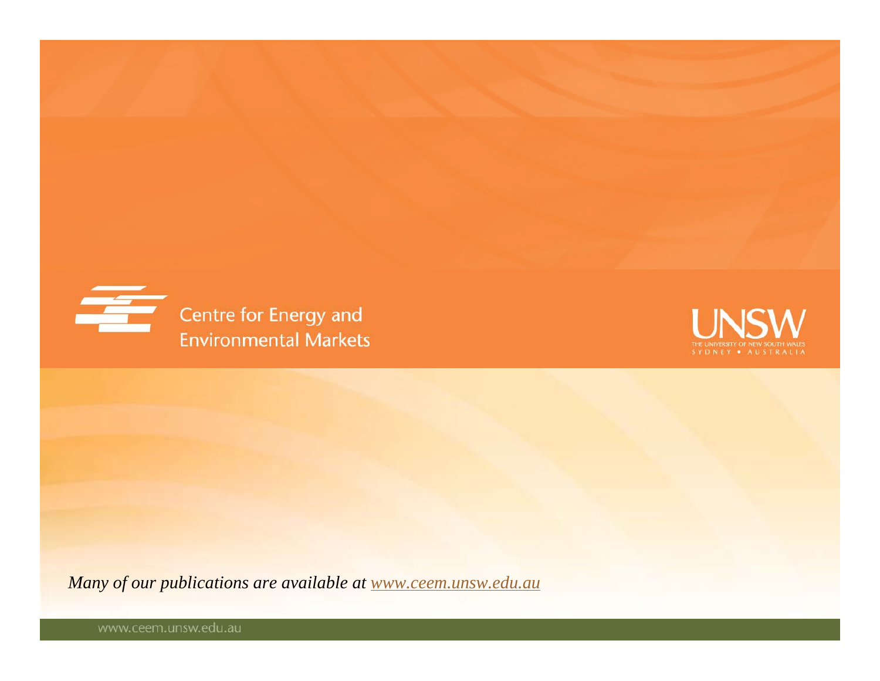Centre for Energy and Environmental Markets

UNSW
THE UNIVERSITY OF NEW SOUTH WALES
SYDNEY • AUSTRALIA

*Many of our publications are available at [www.ceem.unsw.edu.au](http://www.ceem.unsw.edu.au)*